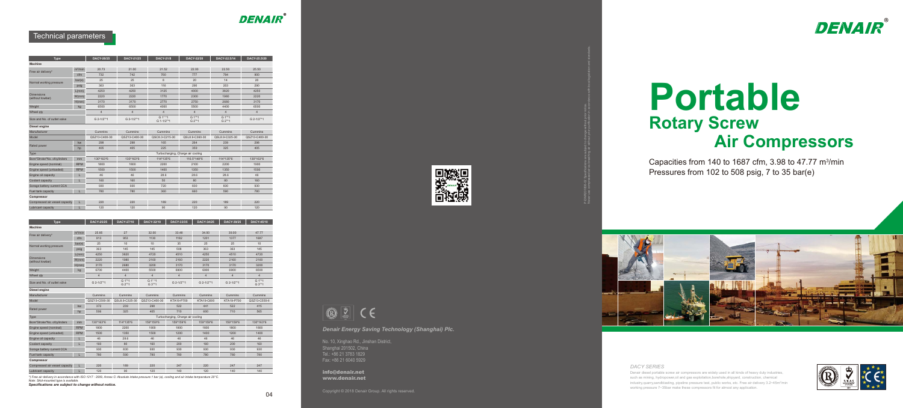# Technical parameters

| Type | | DACY-20/25 | DACY-21/25 | DACY-21/8 | DACY-22/20 | DACY-22.5/14 | DACY-25.5/20 |
|---|---|---|---|---|---|---|---|
| **Machine** | | | | | | | |
| Free air delivery* | m³/min | 20.73 | 21.00 | 21.52 | 22.00 | 22.50 | 25.50 |
| | cfm | 732 | 742 | 760 | 777 | 794 | 900 |
| Normal working pressure | bar(e) | 25 | 25 | 8 | 20 | 14 | 20 |
| | psig | 363 | 363 | 116 | 290 | 203 | 290 |
| Dimensions (without towbar) | L(mm) | 4250 | 4250 | 3125 | 4900 | 3920 | 4250 |
| | W(mm) | 2220 | 2220 | 1770 | 2300 | 1980 | 2220 |
| | H(mm) | 3170 | 3170 | 2270 | 2750 | 2680 | 3170 |
| Weight | kg | 6500 | 6500 | 4000 | 5500 | 4400 | 6500 |
| Wheel qty | | 4 | 4 | 4 | 4 | 4 | 4 |
| Size and No. of outlet valve | | G 2-1/2"*1 | G 2-1/2"*1 | G 1"*1 G 1-1/2"*1 | G 1"*1 G 2"*1 | G 1"*1 G 2"*1 | G 2-1/2"*1 |
| **Diesel engine** | | | | | | | |
| Manufacturer | | Cummins | Cummins | Cummins | Cummins | Cummins | Cummins |
| Model | | QSZ13-C400-30 | QSZ13-C400-30 | QSC8.3-C215-30 | QSL8.9-C360-30 | QSL8.9-C325-30 | QSZ13-C400-30 |
| Rated power | kw | 298 | 298 | 165 | 264 | 239 | 298 |
| | hp | 405 | 405 | 225 | 359 | 325 | 405 |
| Type | | Turbocharging, Charge air cooling | | | | | |
| Bore*Stroke*No. ofcylinders | mm | 130*163*6 | 130*163*6 | 114*135*6 | 116.5*148*6 | 114*135*6 | 130*163*6 |
| Engine speed (nominal) | RPM | 1900 | 1900 | 2200 | 2100 | 2200 | 1900 |
| Engine speed (unloaded) | RPM | 1500 | 1500 | 1400 | 1350 | 1350 | 1500 |
| Engine oil capacity | L | 46 | 46 | 28.6 | 28.6 | 28.6 | 46 |
| Coolant capacity | L | 160 | 160 | 50 | 80 | 80 | 160 |
| Storage battery current CCA | | 930 | 930 | 720 | 630 | 630 | 930 |
| Fuel tank capacity | L | 780 | 780 | 360 | 660 | 590 | 780 |
| **Compressor** | | | | | | | |
| Compressed air vessel capacity | L | 220 | 220 | 189 | 220 | 189 | 220 |
| Lubricant capacity | L | 120 | 120 | 90 | 120 | 90 | 120 |

| Type | | DACY-25/25 | DACY-27/10 | DACY-32/10 | DACY-33/35 | DACY-34/25 | DACY-39/25 | DACY-45/10 |
|---|---|---|---|---|---|---|---|---|
| **Machine** | | | | | | | | |
| Free air delivery* | m³/min | 25.85 | 27 | 32.00 | 33.48 | 34.00 | 39.00 | 47.77 |
| | cfm | 913 | 953 | 1130 | 1182 | 1201 | 1377 | 1687 |
| Normal working pressure | bar(e) | 25 | 10 | 10 | 35 | 25 | 25 | 10 |
| | psig | 363 | 145 | 145 | 508 | 363 | 363 | 145 |
| Dimensions (without towbar) | L(mm) | 4250 | 3920 | 4720 | 4510 | 4250 | 4510 | 4720 |
| | W(mm) | 2220 | 1980 | 2160 | 2160 | 2220 | 2160 | 2160 |
| | H(mm) | 3170 | 2680 | 3200 | 3170 | 3170 | 3170 | 3200 |
| Weight | kg | 6700 | 4400 | 5500 | 6900 | 6900 | 6900 | 6500 |
| Wheel qty | | 4 | 4 | 4 | 4 | 4 | 4 | 4 |
| Size and No. of outlet valve | | G 2-1/2"*1 | G 1"*1 G 2"*1 | G 1"*1 G 3"*1 | G 2-1/2"*1 | G 2-1/2"*1 | G 2-1/2"*1 | G 1"*1 G 3"*1 |
| **Diesel engine** | | | | | | | | |
| Manufacturer | | Cummins | Cummins | Cummins | Cummins | Cummins | Cummins | Cummins |
| Model | | QSZ13-C500-30 | QSL8.9-C325-30 | QSZ13-C400-30 | KTA19-P700 | KTA19-C600 | KTA19-P700 | QSZ13-C650-II |
| Rated power | kw | 372 | 239 | 298 | 522 | 441 | 522 | 415 |
| | hp | 509 | 325 | 405 | 710 | 600 | 710 | 565 |
| Type | | Turbocharging, Charge air cooling | | | | | | |
| Bore*Stroke*No. ofcylinders | mm | 130*163*6 | 114*135*6 | 159*159*6 | 159*159*6 | 159*159*6 | 159*159*6 | 130*163*6 |
| Engine speed (nominal) | RPM | 1900 | 2200 | 1900 | 1800 | 1800 | 1800 | 1900 |
| Engine speed (unloaded) | RPM | 1500 | 1350 | 1500 | 1200 | 1400 | 1200 | 1400 |
| Engine oil capacity | L | 46 | 28.6 | 46 | 46 | 46 | 46 | 46 |
| Coolant capacity | L | 160 | 80 | 160 | 200 | 160 | 200 | 160 |
| Storage battery current CCA | | 930 | 630 | 930 | 930 | 930 | 930 | 930 |
| Fuel tank capacity | L | 780 | 590 | 780 | 780 | 780 | 780 | 780 |
| **Compressor** | | | | | | | | |
| Compressed air vessel capacity | L | 220 | 189 | 220 | 247 | 220 | 247 | 247 |
| Lubricant capacity | L | 120 | 90 | 120 | 140 | 120 | 140 | 140 |

*) Free air delivery in accordance with ISO 1217 : 2009, Annex C: Absolute intake pressure 1 bar (a), cooling and air intake temperature 20°C.
Note: Skid-mounted type is available.

***Specifications are subject to change without notice.***

*Denair Energy Saving Technology (Shanghai) Plc.*

No. 10, Xinghao Rd., Jinshan District,
Shanghai 201502, China
Tel.: +86 21 3783 1829
Fax: +86 21 6040 5929

info@denair.net
www.denair.net

Copyright © 2018 Denair Group. All rights reserved.

# Portable
## Rotary Screw Air Compressors

Capacities from 140 to 1687 cfm, 3.98 to 47.77 m³/min
Pressures from 102 to 508 psig, 7 to 35 bar(e)

*DACY SERIES*

Denair diesel portable screw air compressors are widely used in all kinds of heavy duty industries, such as mining, hydropower,oil and gas exploitation,borehole,shipyard, construction, chemical industry,quarry,sandblasting, pipeline pressure test, public works, etc. Free air delivery 3.2~43m³/min working pressure 7~35bar make these compressors fit for almost any application.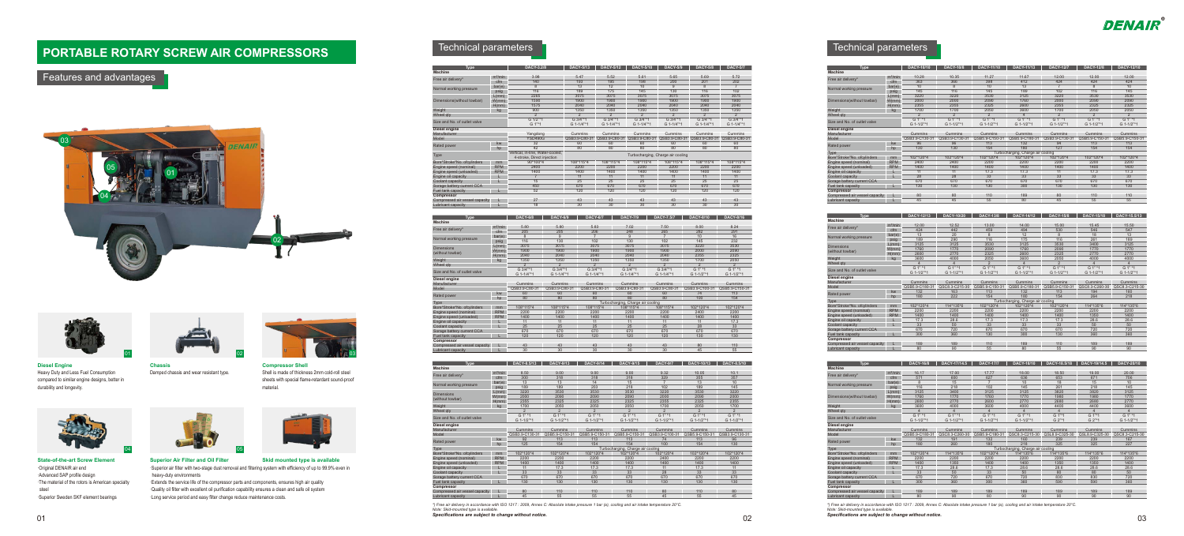# PORTABLE ROTARY SCREW AIR COMPRESSORS

## Features and advantages

**Diesel Engine**
Heavy Duty and Less Fuel Consumption compared to similar engine designs, better in durability and longevity.

**Chassis**
Damped chassis and wear resistant type.

**Compressor Shell**
Shell is made of thickness 2mm cold-roll steel sheets with special flame-retardant sound-proof material.

**State-of-the-art Screw Element**
- Original DENAIR air end
- Advanced SAP profile design
- The material of the rotors is American specialty steel
- Superior Sweden SKF element bearings

**Superior Air Filter and Oil Filter**
- Superior air filter with two-stage dust removal and filtering system with efficiency of up to 99.9% even in heavy-duty environments
- Extends the service life of the compressor parts and components, ensures high air quality
- Quality oil filter with excellent oil purification capability ensures a clean and safe oil system
- Long service period and easy filter change reduce maintenance costs

**Skid mounted type is available**

## Technical parameters

| Type | | DACY-3.2/8 | DACY-5/13 | DACY-5/12 | DACY-5/10 | DACY-5/9 | DACY-5.6/8 | DACY-5.7/7 |
|---|---|---|---|---|---|---|---|---|
| **Machine** | | | | | | | | |
| Free air delivery* | m³/min | 3.98 | 5.47 | 5.52 | 5.61 | 5.65 | 5.69 | 5.73 |
| | cfm | 140 | 193 | 195 | 198 | 200 | 201 | 202 |
| Normal working pressure | bar(e) | 8 | 13 | 12 | 10 | 9 | 8 | 7 |
| | psig | 116 | 189 | 175 | 145 | 130 | 116 | 102 |
| Dimensions(without towbar) | L(mm) | 2285 | 3075 | 3075 | 3075 | 3075 | 3075 | 3075 |
| | W(mm) | 1530 | 1900 | 1900 | 1900 | 1900 | 1900 | 1900 |
| | H(mm) | 1570 | 2040 | 2040 | 2040 | 2040 | 2040 | 2040 |
| Weight | kg | 900 | 1350 | 1350 | 1350 | 1350 | 1350 | 1350 |
| Wheel qty | | 2 | 2 | 2 | 2 | 2 | 2 | 2 |
| Size and No. of outlet valve | | G 1/2"*1<br>G 1"*1 | G 3/4"*1<br>G 1-1/4"*1 | G 3/4"*1<br>G 1-1/4"*1 | G 3/4"*1<br>G 1-1/4"*1 | G 3/4"*1<br>G 1-1/4"*1 | G 3/4"*1<br>G 1-1/4"*1 | G 3/4"*1<br>G 1-1/4"*1 |
| **Diesel engine** | | | | | | | | |
| Manufacturer | | Yangdong | Cummins | Cummins | Cummins | Cummins | Cummins | Cummins |
| Model | | Y4D490D | QSB3.9-C80-31 | QSB3.9-C80-31 | QSB3.9-C80-31 | QSB3.9-C80-31 | QSB3.9-C80-31 | QSB3.9-C80-31 |
| Rated power | kw | 32 | 60 | 60 | 60 | 60 | 60 | 60 |
| | hp | 42 | 80 | 80 | 80 | 80 | 80 | 80 |
| Type | | Vertical, in-line, Water-cooled, 4-stroke, Direct injection | Turbocharging, Charge air cooling | | | | | |
| Bore*Stroke*No. ofcylinders | mm | 90*100*4 | 108*115*4 | 108*115*4 | 108*115*4 | 108*115*4 | 108*115*4 | 108*115*4 |
| Engine speed (nominal) | RPM | 2400 | 2200 | 2200 | 2200 | 2200 | 2200 | 2200 |
| Engine speed (unloaded) | RPM | 1400 | 1400 | 1400 | 1400 | 1400 | 1400 | 1400 |
| Engine oil capacity | L | 7 | 11 | 11 | 11 | 11 | 11 | 11 |
| Coolant capacity | L | 15 | 25 | 25 | 25 | 25 | 25 | 25 |
| Storage battery current CCA | | 400 | 670 | 670 | 670 | 670 | 670 | 670 |
| Fuel tank capacity | L | 52 | 120 | 120 | 120 | 120 | 120 | 120 |
| **Compressor** | | | | | | | | |
| Compressed air vessel capacity | L | 27 | 43 | 43 | 43 | 43 | 43 | 43 |
| Lubricant capacity | L | 18 | 30 | 30 | 30 | 30 | 30 | 30 |

| Type | | DACY-6/8 | DACY-6/9 | DACY-6/7 | DACY-7/9 | DACY-7.5/7 | DACY-8/10 | DACY-8/16 |
|---|---|---|---|---|---|---|---|---|
| **Machine** | | | | | | | | |
| Free air delivery* | m³/min | 5.80 | 5.80 | 5.83 | 7.00 | 7.50 | 8.00 | 8.24 |
| | cfm | 205 | 205 | 206 | 248 | 265 | 282 | 291 |
| Normal working pressure | bar(e) | 8 | 9 | 7 | 9 | 7 | 10 | 16 |
| | psig | 116 | 130 | 102 | 130 | 102 | 145 | 232 |
| Dimensions (without towbar) | L(mm) | 3075 | 3075 | 3075 | 3075 | 3075 | 3230 | 3530 |
| | W(mm) | 1900 | 1900 | 1900 | 1900 | 1900 | 1900 | 2230 |
| | H(mm) | 2040 | 2040 | 2040 | 2040 | 2040 | 2355 | 2325 |
| Weight | kg | 1350 | 1350 | 1350 | 1350 | 1350 | 1700 | 2050 |
| Wheel qty | | 2 | 2 | 2 | 2 | 2 | 2 | 2 |
| Size and No. of outlet valve | | G 3/4"*1<br>G 1-1/4"*1 | G 3/4"*1<br>G 1-1/4"*1 | G 3/4"*1<br>G 1-1/4"*1 | G 3/4"*1<br>G 1-1/4"*1 | G 3/4"*1<br>G 1-1/4"*1 | G 1"*1<br>G 1-1/2"*1 | G 1"*1<br>G 1-1/2"*1 |
| **Diesel engine** | | | | | | | | |
| Manufacturer | | Cummins | Cummins | Cummins | Cummins | Cummins | Cummins | Cummins |
| Model | | QSB3.9-C80-31 | QSB3.9-C80-31 | QSB3.9-C80-31 | QSB3.9-C80-31 | QSB3.9-C80-31 | QSB3.9-C80-31 | QSB5.9-C150-31 |
| Rated power | kw | 60 | 60 | 60 | 60 | 60 | 74 | 112 |
| | hp | 80 | 80 | 80 | 80 | 80 | 100 | 150 |
| Type | | Turbocharging, Charge air cooling | | | | | | |
| Bore*Stroke*No. ofcylinders | mm | 108*115*4 | 108*115*4 | 108*115*4 | 108*115*4 | 108*115*4 | 102*120*4 | 102*120*6 |
| Engine speed (nominal) | RPM | 2200 | 2200 | 2200 | 2200 | 2200 | 2400 | 2200 |
| Engine speed (unloaded) | RPM | 1400 | 1400 | 1400 | 1400 | 1400 | 1400 | 1400 |
| Engine oil capacity | L | 11 | 11 | 11 | 11 | 11 | 11 | 17.3 |
| Coolant capacity | L | 25 | 25 | 25 | 25 | 25 | 28 | 37 |
| Storage battery current CCA | | 670 | 670 | 670 | 670 | 670 | 670 | 670 |
| Fuel tank capacity | L | 120 | 120 | 120 | 120 | 120 | 130 | 130 |
| **Compressor** | | | | | | | | |
| Compressed air vessel capacity | L | 43 | 43 | 43 | 43 | 43 | 80 | 110 |
| Lubricant capacity | L | 30 | 30 | 30 | 30 | 30 | 45 | 55 |

| Type | | DACY-8.5/13 | DACY-9/13 | DACY-9/14 | DACY-9/15 | DACY-9/7 | DACY-10/13 | DACY-10/10 |
|---|---|---|---|---|---|---|---|---|
| **Machine** | | | | | | | | |
| Free air delivery* | m³/min | 8.50 | 9.00 | 9.00 | 9.00 | 9.32 | 10.05 | 10.1 |
| | cfm | 300 | 318 | 318 | 318 | 329 | 355 | 357 |
| Normal working pressure | bar(e) | 13 | 13 | 14 | 15 | 7 | 13 | 10 |
| | psig | 189 | 189 | 203 | 218 | 102 | 189 | 145 |
| Dimensions (without towbar) | L(mm) | 3230 | 3530 | 3530 | 3530 | 3230 | 3530 | 3230 |
| | W(mm) | 2000 | 2090 | 2090 | 2090 | 2000 | 2090 | 2000 |
| | H(mm) | 2355 | 2325 | 2325 | 2325 | 2355 | 2325 | 2355 |
| Weight | kg | 1700 | 2050 | 2050 | 2050 | 1700 | 2050 | 1700 |
| Wheel qty | | 2 | 2 | 2 | 2 | 2 | 2 | 2 |
| Size and No. of outlet valve | | G 1"*1<br>G 1-1/2"*1 | G 1"*1<br>G 1-1/2"*1 | G 1"*1<br>G 1-1/2"*1 | G 1"*1<br>G 1-1/2"*1 | G 1"*1<br>G 1-1/2"*1 | G 1"*1<br>G 1-1/2"*1 | G 1"*1<br>G 1-1/2"*1 |
| **Diesel engine** | | | | | | | | |
| Manufacturer | | Cummins | Cummins | Cummins | Cummins | Cummins | Cummins | Cummins |
| Model | | QSB5.9-C130-31 | QSB5.9-C150-31 | QSB5.9-C150-31 | QSB5.9-C150-31 | QSB3.9-C100-31 | QSB5.9-C150-31 | QSB5.9-C130-31 |
| Rated power | kw | 97 | 112 | 112 | 112 | 74 | 112 | 97 |
| | hp | 130 | 150 | 150 | 150 | 100 | 150 | 130 |
| Type | | Turbocharging, Charge air cooling | | | | | | |
| Bore*Stroke*No. ofcylinders | mm | 102*120*6 | 102*120*6 | 102*120*6 | 102*120*6 | 102*120*4 | 102*120*6 | 102*120*6 |
| Engine speed (nominal) | RPM | 2200 | 2200 | 2200 | 2200 | 2400 | 2200 | 2200 |
| Engine speed (unloaded) | RPM | 1400 | 1400 | 1400 | 1400 | 1400 | 1400 | 1400 |
| Engine oil capacity | L | 11 | 17.3 | 17.3 | 17.3 | 11 | 17.3 | 11 |
| Coolant capacity | L | 33 | 33 | 33 | 33 | 28 | 33 | 33 |
| Storage battery current CCA | | 670 | 670 | 670 | 670 | 670 | 670 | 670 |
| Fuel tank capacity | L | 130 | 130 | 130 | 130 | 130 | 130 | 130 |
| **Compressor** | | | | | | | | |
| Compressed air vessel capacity | L | 80 | 110 | 110 | 110 | 80 | 110 | 80 |
| Lubricant capacity | L | 45 | 55 | 55 | 55 | 45 | 55 | 45 |

*) Free air delivery in accordance with ISO 1217 : 2009, Annex C: Absolute intake pressure 1 bar (a), cooling and air intake temperature 20°C.
Note: Skid-mounted type is available.
***Specifications are subject to change without notice.***

## Technical parameters

| Type | | DACY-10/10 | DACY-10/8 | DACY-11/10 | DACY-11/13 | DACY-12/7 | DACY-12/8 | DACY-12/10 |
|---|---|---|---|---|---|---|---|---|
| **Machine** | | | | | | | | |
| Free air delivery* | m³/min | 10.28 | 10.35 | 11.27 | 11.67 | 12.00 | 12.00 | 12.00 |
| | cfm | 363 | 366 | 398 | 412 | 424 | 424 | 424 |
| Normal working pressure | bar(e) | 10 | 8 | 10 | 13 | 7 | 8 | 10 |
| | psig | 145 | 116 | 145 | 189 | 102 | 116 | 145 |
| Dimensions(without towbar) | L(mm) | 3230 | 3230 | 3530 | 3120 | 3230 | 3530 | 3530 |
| | W(mm) | 2000 | 2000 | 2000 | 1760 | 2000 | 2090 | 2090 |
| | H(mm) | 2355 | 2355 | 2325 | 2800 | 2355 | 2325 | 2325 |
| Weight | kg | 1700 | 1700 | 2050 | 2600 | 1700 | 2050 | 2050 |
| Wheel qty | | 2 | 2 | 2 | 4 | 2 | 2 | 2 |
| Size and No. of outlet valve | | G 1"*1<br>G 1-1/2"*1 | G 1"*1<br>G 1-1/2"*1 | G 1"*1<br>G 1-1/2"*1 | G 1"*1<br>G 1-1/2"*1 | G 1"*1<br>G 1-1/2"*1 | G 1"*1<br>G 1-1/2"*1 | G 1"*1<br>G 1-1/2"*1 |
| **Diesel engine** | | | | | | | | |
| Manufacturer | | Cummins | Cummins | Cummins | Cummins | Cummins | Cummins | Cummins |
| Model | | QSB5.9-C130-31 | QSB5.9-C130-31 | QSB5.9-C150-31 | QSB5.9-C180-31 | QSB5.9-C130-31 | QSB5.9-C150-31 | QSB5.9-C150-31 |
| Rated power | kw | 97 | 97 | 112 | 132 | 97 | 112 | 112 |
| | hp | 130 | 130 | 154 | 180 | 127 | 154 | 154 |
| Type | | Turbocharging, Charge air cooling | | | | | | |
| Bore*Stroke*No. ofcylinders | mm | 102*120*6 | 102*120*6 | 102*120*6 | 102*120*6 | 102*120*6 | 102*120*6 | 102*120*6 |
| Engine speed (nominal) | RPM | 2400 | 2400 | 2200 | 2200 | 2200 | 2200 | 2200 |
| Engine speed (unloaded) | RPM | 1400 | 1400 | 1400 | 1400 | 1400 | 1400 | 1400 |
| Engine oil capacity | L | 11 | 11 | 17.3 | 17.3 | 11 | 17.3 | 17.3 |
| Coolant capacity | L | 28 | 28 | 33 | 33 | 28 | 33 | 33 |
| Storage battery current CCA | | 670 | 670 | 670 | 670 | 670 | 670 | 670 |
| Fuel tank capacity | L | 130 | 130 | 130 | 300 | 130 | 130 | 130 |
| **Compressor** | | | | | | | | |
| Compressed air vessel capacity | L | 80 | 80 | 110 | 189 | 80 | 110 | 110 |
| Lubricant capacity | L | 45 | 45 | 55 | 80 | 45 | 55 | 55 |

| Type | | DACY-12/13 | DACY-12.5/20 | DACY-13/8 | DACY-14/12 | DACY-15/8 | DACY-15/18 | DACY-15.5/13 |
|---|---|---|---|---|---|---|---|---|
| **Machine** | | | | | | | | |
| Free air delivery* | m³/min | 12.00 | 12.52 | 13.00 | 14.00 | 15.00 | 15.45 | 15.50 |
| | cfm | 424 | 442 | 459 | 494 | 530 | 546 | 547 |
| Normal working pressure | bar(e) | 13 | 20 | 8 | 12 | 8 | 18 | 13 |
| | psig | 189 | 290 | 116 | 175 | 116 | 261 | 189 |
| Dimensions (without towbar) | L(mm) | 3125 | 3125 | 3530 | 3125 | 3530 | 3400 | 3125 |
| | W(mm) | 1760 | 1770 | 2090 | 1760 | 2090 | 1770 | 1770 |
| | H(mm) | 2800 | 2770 | 2325 | 2800 | 2325 | 2800 | 2800 |
| Weight | kg | 3600 | 4000 | 2050 | 3600 | 2050 | 4000 | 4000 |
| Wheel qty | | 4 | 4 | 2 | 4 | 2 | 4 | 4 |
| Size and No. of outlet valve | | G 1"*1<br>G 1-1/2"*1 | G 1"*1<br>G 1-1/2"*1 | G 1"*1<br>G 1-1/2"*1 | G 1"*1<br>G 1-1/2"*1 | G 1"*1<br>G 1-1/2"*1 | G 1"*1<br>G 1-1/2"*1 | G 1"*1<br>G 1-1/2"*1 |
| **Diesel engine** | | | | | | | | |
| Manufacturer | | Cummins | Cummins | Cummins | Cummins | Cummins | Cummins | Cummins |
| Model | | QSB5.9-C180-31 | QSC8.3-C215-30 | QSB5.9-C150-31 | QSB5.9-C180-31 | QSB5.9-C150-31 | QSC8.3-C260-30 | QSC8.3-C260-30 |
| Rated power | kw | 132 | 163 | 113 | 132 | 113 | 194 | 160 |
| | hp | 180 | 222 | 154 | 180 | 154 | 264 | 218 |
| Type | | Turbocharging, Charge air cooling | | | | | | |
| Bore*Stroke*No. ofcylinders | mm | 102*120*6 | 114*135*6 | 102*120*6 | 102*120*6 | 102*120*6 | 114*135*6 | 114*135*6 |
| Engine speed (nominal) | RPM | 2200 | 2200 | 2200 | 2200 | 2200 | 2200 | 2200 |
| Engine speed (unloaded) | RPM | 1400 | 1400 | 1400 | 1400 | 1400 | 1400 | 1400 |
| Engine oil capacity | L | 17.3 | 28.6 | 17.3 | 17.3 | 17.3 | 28.6 | 28.6 |
| Coolant capacity | L | 33 | 55 | 33 | 33 | 33 | 55 | 50 |
| Storage battery current CCA | | 670 | 720 | 670 | 670 | 670 | 720 | 720 |
| Fuel tank capacity | L | 300 | 360 | 130 | 300 | 130 | 360 | 360 |
| **Compressor** | | | | | | | | |
| Compressed air vessel capacity | L | 189 | 189 | 110 | 189 | 110 | 189 | 189 |
| Lubricant capacity | L | 80 | 90 | 55 | 80 | 55 | 90 | 90 |

| Type | | DACY-16/8 | DACY-17/15 | DACY-17/7 | DACY-18/10 | DACY-18.5/10 | DACY-19/15 | DACY-20/10 |
|---|---|---|---|---|---|---|---|---|
| **Machine** | | | | | | | | |
| Free air delivery* | m³/min | 16.17 | 17.00 | 17.77 | 18.00 | 18.50 | 19.00 | 20.00 |
| | cfm | 571 | 600 | 627 | 636 | 653 | 671 | 706 |
| Normal working pressure | bar(e) | 8 | 15 | 7 | 10 | 10 | 15 | 10 |
| | psig | 116 | 218 | 102 | 145 | 145 | 218 | 145 |
| Dimensions(without towbar) | L(mm) | 3125 | 3400 | 3125 | 3125 | 3620 | 3620 | 3125 |
| | W(mm) | 1760 | 1770 | 1760 | 1770 | 1980 | 1980 | 1770 |
| | H(mm) | 2800 | 2770 | 2800 | 2770 | 2880 | 2880 | 2770 |
| Weight | kg | 3600 | 4000 | 3600 | 4000 | 4400 | 4400 | 3600 |
| Wheel qty | | 4 | 4 | 4 | 4 | 4 | 4 | 4 |
| Size and No. of outlet valve | | G 1"*1<br>G 1-1/2"*1 | G 1"*1<br>G 1-1/2"*1 | G 1"*1<br>G 1-1/2"*1 | G 1"*1<br>G 1-1/2"*1 | G 1"*1<br>G 2"*1 | G 1"*1<br>G 2"*1 | G 1"*1<br>G 1-1/2"*1 |
| **Diesel engine** | | | | | | | | |
| Manufacturer | | Cummins | Cummins | Cummins | Cummins | Cummins | Cummins | Cummins |
| Model | | QSB5.9-C180-31 | QSC8.3-C260-30 | QSB5.9-C180-31 | QSC8.3-C215-30 | QSL8.9-C325-30 | QSL8.9-C325-30 | QSC8.3-C215-30 |
| Rated power | kw | 132 | 191 | 132 | 160 | 239 | 239 | 167 |
| | hp | 180 | 260 | 180 | 218 | 325 | 325 | 227 |
| Type | | Turbocharging, Charge air cooling | | | | | | |
| Bore*Stroke*No. ofcylinders | mm | 102*120*6 | 114*135*6 | 102*120*6 | 114*135*6 | 114*135*6 | 114*145*6 | 114*135*6 |
| Engine speed (nominal) | RPM | 2200 | 2200 | 2200 | 2200 | 2200 | 2200 | 2200 |
| Engine speed (unloaded) | RPM | 1400 | 1300 | 1400 | 1300 | 1300 | 1300 | 1300 |
| Engine oil capacity | L | 17.3 | 28.6 | 17.3 | 28.6 | 28.6 | 28.6 | 28.6 |
| Coolant capacity | L | 33 | 55 | 33 | 50 | 60 | 60 | 50 |
| Storage battery current CCA | | 670 | 720 | 670 | 720 | 830 | 830 | 720 |
| Fuel tank capacity | L | 300 | 360 | 300 | 360 | 590 | 590 | 360 |
| **Compressor** | | | | | | | | |
| Compressed air vessel capacity | L | 189 | 189 | 189 | 189 | 189 | 189 | 189 |
| Lubricant capacity | L | 80 | 90 | 80 | 90 | 90 | 90 | 90 |

*) Free air delivery in accordance with ISO 1217 : 2009, Annex C: Absolute intake pressure 1 bar (a), cooling and air intake temperature 20°C.
Note: Skid-mounted type is available.
***Specifications are subject to change without notice.***